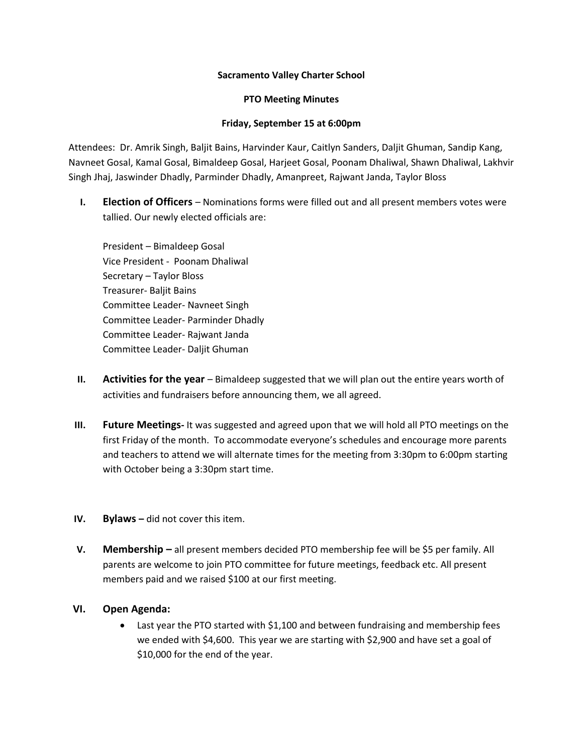**Sacramento Valley Charter School**

**PTO Meeting Minutes**

**Friday, September 15 at 6:00pm**

Attendees: Dr. Amrik Singh, Baljit Bains, Harvinder Kaur, Caitlyn Sanders, Daljit Ghuman, Sandip Kang, Navneet Gosal, Kamal Gosal, Bimaldeep Gosal, Harjeet Gosal, Poonam Dhaliwal, Shawn Dhaliwal, Lakhvir Singh Jhaj, Jaswinder Dhadly, Parminder Dhadly, Amanpreet, Rajwant Janda, Taylor Bloss

I. **Election of Officers** – Nominations forms were filled out and all present members votes were tallied. Our newly elected officials are:

   President – Bimaldeep Gosal
   Vice President - Poonam Dhaliwal
   Secretary – Taylor Bloss
   Treasurer- Baljit Bains
   Committee Leader- Navneet Singh
   Committee Leader- Parminder Dhadly
   Committee Leader- Rajwant Janda
   Committee Leader- Daljit Ghuman

II. **Activities for the year** – Bimaldeep suggested that we will plan out the entire years worth of activities and fundraisers before announcing them, we all agreed.

III. **Future Meetings-** It was suggested and agreed upon that we will hold all PTO meetings on the first Friday of the month. To accommodate everyone's schedules and encourage more parents and teachers to attend we will alternate times for the meeting from 3:30pm to 6:00pm starting with October being a 3:30pm start time.

IV. **Bylaws –** did not cover this item.

V. **Membership –** all present members decided PTO membership fee will be $5 per family. All parents are welcome to join PTO committee for future meetings, feedback etc. All present members paid and we raised $100 at our first meeting.

VI. **Open Agenda:**
   - Last year the PTO started with $1,100 and between fundraising and membership fees we ended with $4,600. This year we are starting with $2,900 and have set a goal of $10,000 for the end of the year.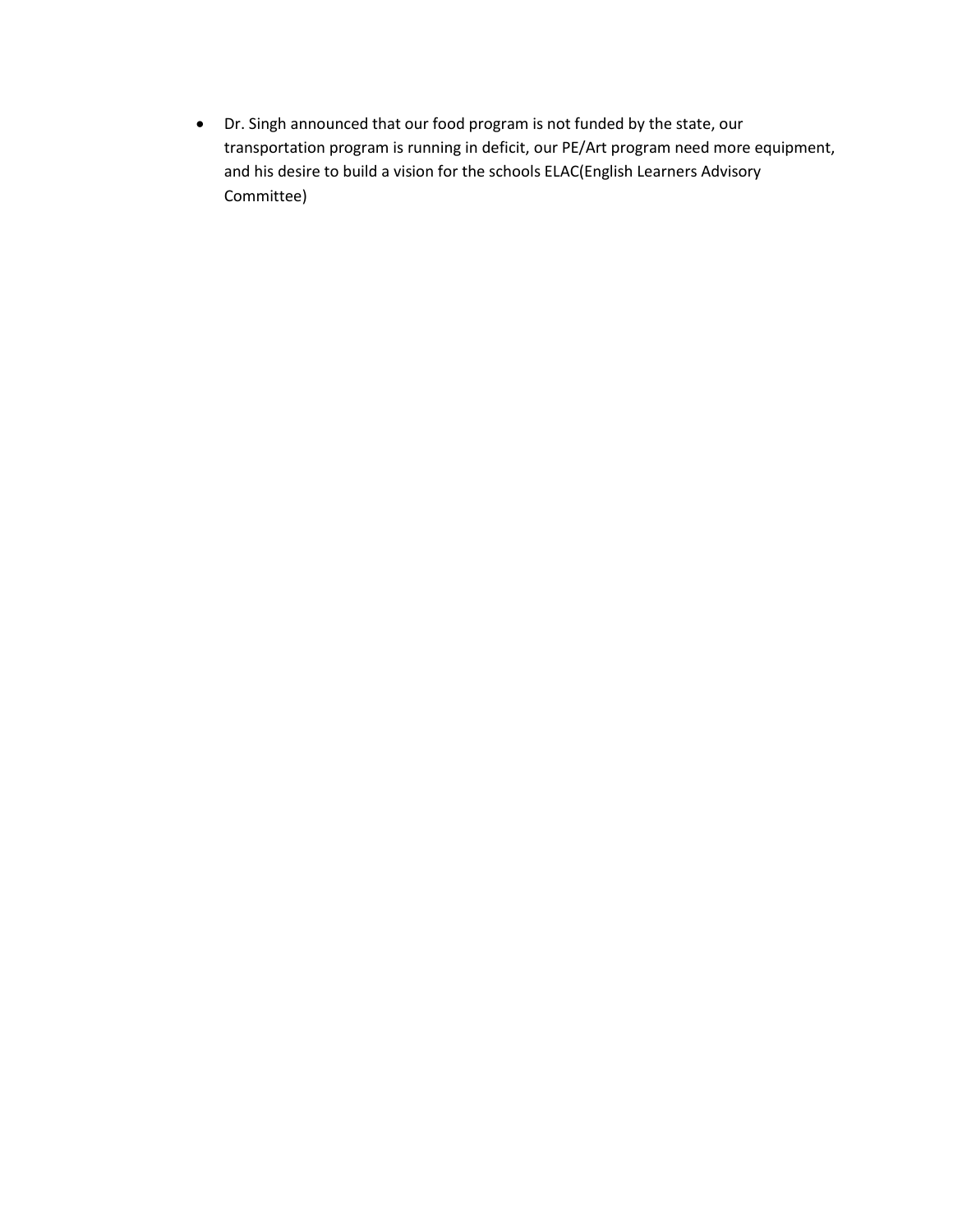- Dr. Singh announced that our food program is not funded by the state, our transportation program is running in deficit, our PE/Art program need more equipment, and his desire to build a vision for the schools ELAC(English Learners Advisory Committee)